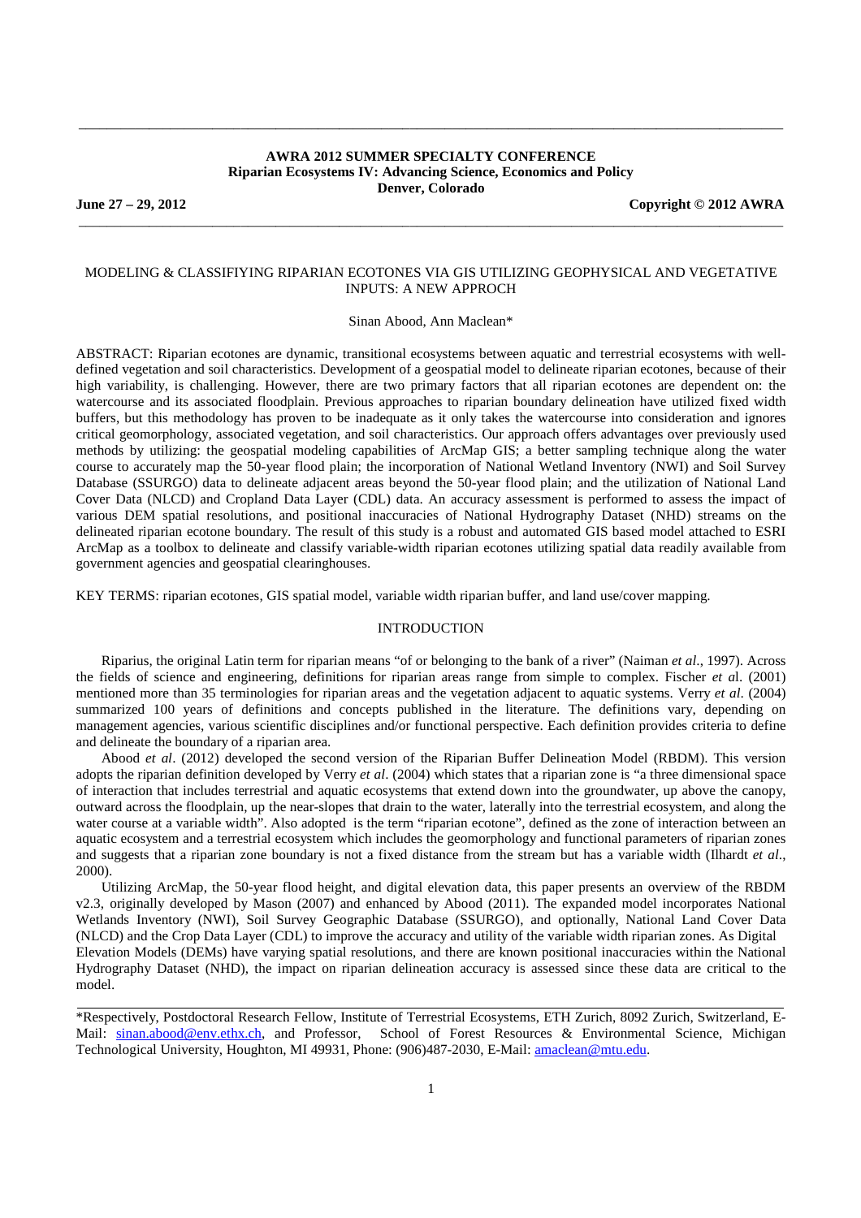**AWRA 2012 SUMMER SPECIALTY CONFERENCE**
**Riparian Ecosystems IV: Advancing Science, Economics and Policy**
**Denver, Colorado**

**June 27 – 29, 2012** **Copyright © 2012 AWRA**

# MODELING & CLASSIFIYING RIPARIAN ECOTONES VIA GIS UTILIZING GEOPHYSICAL AND VEGETATIVE INPUTS: A NEW APPROCH

Sinan Abood, Ann Maclean*

ABSTRACT: Riparian ecotones are dynamic, transitional ecosystems between aquatic and terrestrial ecosystems with well-defined vegetation and soil characteristics. Development of a geospatial model to delineate riparian ecotones, because of their high variability, is challenging. However, there are two primary factors that all riparian ecotones are dependent on: the watercourse and its associated floodplain. Previous approaches to riparian boundary delineation have utilized fixed width buffers, but this methodology has proven to be inadequate as it only takes the watercourse into consideration and ignores critical geomorphology, associated vegetation, and soil characteristics. Our approach offers advantages over previously used methods by utilizing: the geospatial modeling capabilities of ArcMap GIS; a better sampling technique along the water course to accurately map the 50-year flood plain; the incorporation of National Wetland Inventory (NWI) and Soil Survey Database (SSURGO) data to delineate adjacent areas beyond the 50-year flood plain; and the utilization of National Land Cover Data (NLCD) and Cropland Data Layer (CDL) data. An accuracy assessment is performed to assess the impact of various DEM spatial resolutions, and positional inaccuracies of National Hydrography Dataset (NHD) streams on the delineated riparian ecotone boundary. The result of this study is a robust and automated GIS based model attached to ESRI ArcMap as a toolbox to delineate and classify variable-width riparian ecotones utilizing spatial data readily available from government agencies and geospatial clearinghouses.

KEY TERMS: riparian ecotones, GIS spatial model, variable width riparian buffer, and land use/cover mapping.

## INTRODUCTION

Riparius, the original Latin term for riparian means "of or belonging to the bank of a river" (Naiman *et al*., 1997). Across the fields of science and engineering, definitions for riparian areas range from simple to complex. Fischer *et a*l. (2001) mentioned more than 35 terminologies for riparian areas and the vegetation adjacent to aquatic systems. Verry *et al*. (2004) summarized 100 years of definitions and concepts published in the literature. The definitions vary, depending on management agencies, various scientific disciplines and/or functional perspective. Each definition provides criteria to define and delineate the boundary of a riparian area.

Abood *et al*. (2012) developed the second version of the Riparian Buffer Delineation Model (RBDM). This version adopts the riparian definition developed by Verry *et al*. (2004) which states that a riparian zone is "a three dimensional space of interaction that includes terrestrial and aquatic ecosystems that extend down into the groundwater, up above the canopy, outward across the floodplain, up the near-slopes that drain to the water, laterally into the terrestrial ecosystem, and along the water course at a variable width". Also adopted is the term "riparian ecotone", defined as the zone of interaction between an aquatic ecosystem and a terrestrial ecosystem which includes the geomorphology and functional parameters of riparian zones and suggests that a riparian zone boundary is not a fixed distance from the stream but has a variable width (Ilhardt *et al*., 2000).

Utilizing ArcMap, the 50-year flood height, and digital elevation data, this paper presents an overview of the RBDM v2.3, originally developed by Mason (2007) and enhanced by Abood (2011). The expanded model incorporates National Wetlands Inventory (NWI), Soil Survey Geographic Database (SSURGO), and optionally, National Land Cover Data (NLCD) and the Crop Data Layer (CDL) to improve the accuracy and utility of the variable width riparian zones. As Digital Elevation Models (DEMs) have varying spatial resolutions, and there are known positional inaccuracies within the National Hydrography Dataset (NHD), the impact on riparian delineation accuracy is assessed since these data are critical to the model.

---

*Respectively, Postdoctoral Research Fellow, Institute of Terrestrial Ecosystems, ETH Zurich, 8092 Zurich, Switzerland, E-Mail: sinan.abood@env.ethx.ch, and Professor, School of Forest Resources & Environmental Science, Michigan Technological University, Houghton, MI 49931, Phone: (906)487-2030, E-Mail: amaclean@mtu.edu.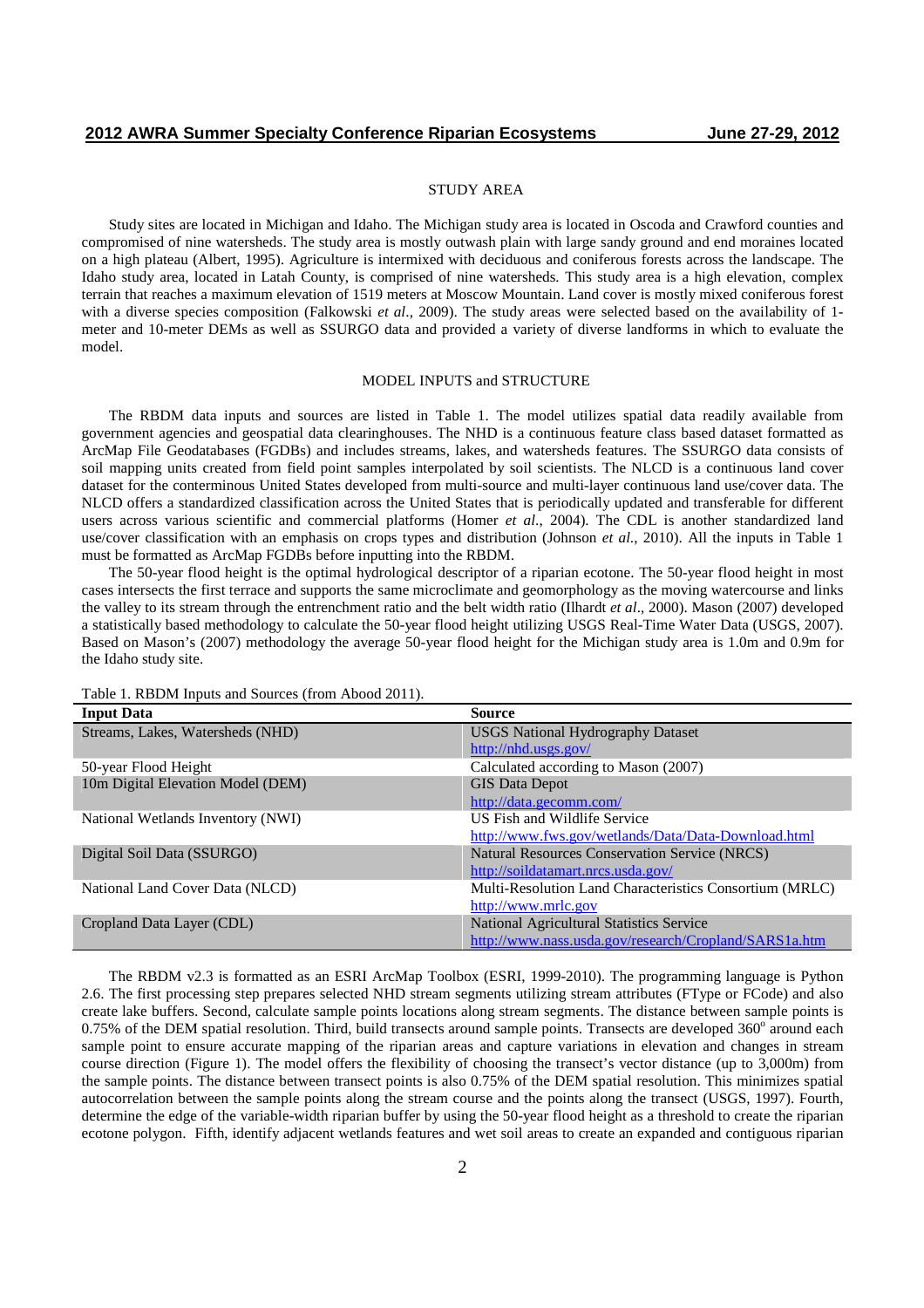## STUDY AREA

Study sites are located in Michigan and Idaho. The Michigan study area is located in Oscoda and Crawford counties and compromised of nine watersheds. The study area is mostly outwash plain with large sandy ground and end moraines located on a high plateau (Albert, 1995). Agriculture is intermixed with deciduous and coniferous forests across the landscape. The Idaho study area, located in Latah County, is comprised of nine watersheds. This study area is a high elevation, complex terrain that reaches a maximum elevation of 1519 meters at Moscow Mountain. Land cover is mostly mixed coniferous forest with a diverse species composition (Falkowski *et al*., 2009). The study areas were selected based on the availability of 1-meter and 10-meter DEMs as well as SSURGO data and provided a variety of diverse landforms in which to evaluate the model.

## MODEL INPUTS and STRUCTURE

The RBDM data inputs and sources are listed in Table 1. The model utilizes spatial data readily available from government agencies and geospatial data clearinghouses. The NHD is a continuous feature class based dataset formatted as ArcMap File Geodatabases (FGDBs) and includes streams, lakes, and watersheds features. The SSURGO data consists of soil mapping units created from field point samples interpolated by soil scientists. The NLCD is a continuous land cover dataset for the conterminous United States developed from multi-source and multi-layer continuous land use/cover data. The NLCD offers a standardized classification across the United States that is periodically updated and transferable for different users across various scientific and commercial platforms (Homer *et al*., 2004). The CDL is another standardized land use/cover classification with an emphasis on crops types and distribution (Johnson *et al*., 2010). All the inputs in Table 1 must be formatted as ArcMap FGDBs before inputting into the RBDM.

The 50-year flood height is the optimal hydrological descriptor of a riparian ecotone. The 50-year flood height in most cases intersects the first terrace and supports the same microclimate and geomorphology as the moving watercourse and links the valley to its stream through the entrenchment ratio and the belt width ratio (Ilhardt *et al*., 2000). Mason (2007) developed a statistically based methodology to calculate the 50-year flood height utilizing USGS Real-Time Water Data (USGS, 2007). Based on Mason's (2007) methodology the average 50-year flood height for the Michigan study area is 1.0m and 0.9m for the Idaho study site.

Table 1. RBDM Inputs and Sources (from Abood 2011).

| Input Data | Source |
|---|---|
| Streams, Lakes, Watersheds (NHD) | USGS National Hydrography Dataset http://nhd.usgs.gov/ |
| 50-year Flood Height | Calculated according to Mason (2007) |
| 10m Digital Elevation Model (DEM) | GIS Data Depot http://data.gecomm.com/ |
| National Wetlands Inventory (NWI) | US Fish and Wildlife Service http://www.fws.gov/wetlands/Data/Data-Download.html |
| Digital Soil Data (SSURGO) | Natural Resources Conservation Service (NRCS) http://soildatamart.nrcs.usda.gov/ |
| National Land Cover Data (NLCD) | Multi-Resolution Land Characteristics Consortium (MRLC) http://www.mrlc.gov |
| Cropland Data Layer (CDL) | National Agricultural Statistics Service http://www.nass.usda.gov/research/Cropland/SARS1a.htm |

The RBDM v2.3 is formatted as an ESRI ArcMap Toolbox (ESRI, 1999-2010). The programming language is Python 2.6. The first processing step prepares selected NHD stream segments utilizing stream attributes (FType or FCode) and also create lake buffers. Second, calculate sample points locations along stream segments. The distance between sample points is 0.75% of the DEM spatial resolution. Third, build transects around sample points. Transects are developed 360$^{o}$ around each sample point to ensure accurate mapping of the riparian areas and capture variations in elevation and changes in stream course direction (Figure 1). The model offers the flexibility of choosing the transect's vector distance (up to 3,000m) from the sample points. The distance between transect points is also 0.75% of the DEM spatial resolution. This minimizes spatial autocorrelation between the sample points along the stream course and the points along the transect (USGS, 1997). Fourth, determine the edge of the variable-width riparian buffer by using the 50-year flood height as a threshold to create the riparian ecotone polygon. Fifth, identify adjacent wetlands features and wet soil areas to create an expanded and contiguous riparian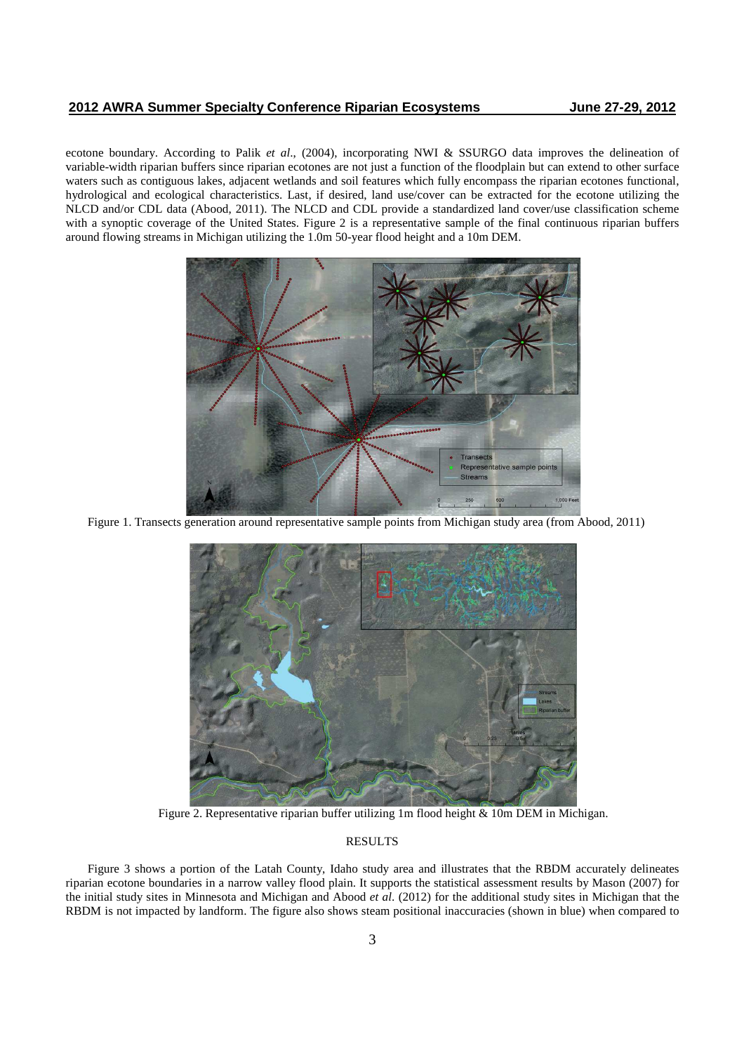ecotone boundary. According to Palik *et al*., (2004), incorporating NWI & SSURGO data improves the delineation of variable-width riparian buffers since riparian ecotones are not just a function of the floodplain but can extend to other surface waters such as contiguous lakes, adjacent wetlands and soil features which fully encompass the riparian ecotones functional, hydrological and ecological characteristics. Last, if desired, land use/cover can be extracted for the ecotone utilizing the NLCD and/or CDL data (Abood, 2011). The NLCD and CDL provide a standardized land cover/use classification scheme with a synoptic coverage of the United States. Figure 2 is a representative sample of the final continuous riparian buffers around flowing streams in Michigan utilizing the 1.0m 50-year flood height and a 10m DEM.

Figure 1. Transects generation around representative sample points from Michigan study area (from Abood, 2011)

Figure 2. Representative riparian buffer utilizing 1m flood height & 10m DEM in Michigan.

## RESULTS

Figure 3 shows a portion of the Latah County, Idaho study area and illustrates that the RBDM accurately delineates riparian ecotone boundaries in a narrow valley flood plain. It supports the statistical assessment results by Mason (2007) for the initial study sites in Minnesota and Michigan and Abood *et al*. (2012) for the additional study sites in Michigan that the RBDM is not impacted by landform. The figure also shows steam positional inaccuracies (shown in blue) when compared to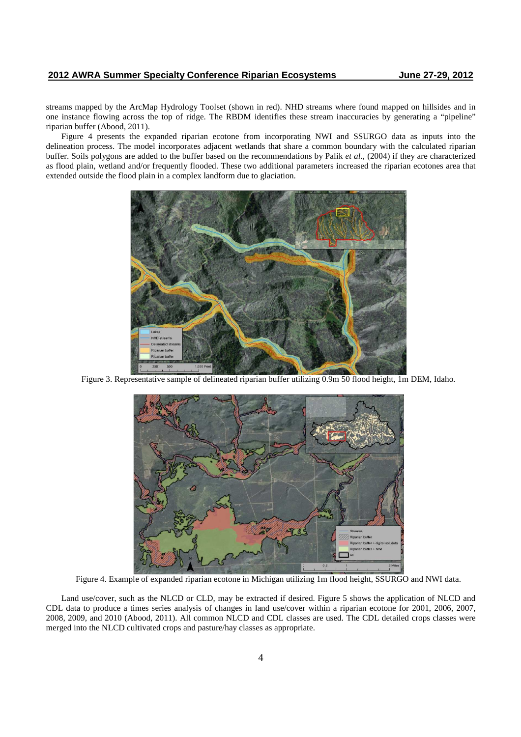streams mapped by the ArcMap Hydrology Toolset (shown in red). NHD streams where found mapped on hillsides and in one instance flowing across the top of ridge. The RBDM identifies these stream inaccuracies by generating a "pipeline" riparian buffer (Abood, 2011).

Figure 4 presents the expanded riparian ecotone from incorporating NWI and SSURGO data as inputs into the delineation process. The model incorporates adjacent wetlands that share a common boundary with the calculated riparian buffer. Soils polygons are added to the buffer based on the recommendations by Palik *et al*., (2004) if they are characterized as flood plain, wetland and/or frequently flooded. These two additional parameters increased the riparian ecotones area that extended outside the flood plain in a complex landform due to glaciation.

Figure 3. Representative sample of delineated riparian buffer utilizing 0.9m 50 flood height, 1m DEM, Idaho.

Figure 4. Example of expanded riparian ecotone in Michigan utilizing 1m flood height, SSURGO and NWI data.

Land use/cover, such as the NLCD or CLD, may be extracted if desired. Figure 5 shows the application of NLCD and CDL data to produce a times series analysis of changes in land use/cover within a riparian ecotone for 2001, 2006, 2007, 2008, 2009, and 2010 (Abood, 2011). All common NLCD and CDL classes are used. The CDL detailed crops classes were merged into the NLCD cultivated crops and pasture/hay classes as appropriate.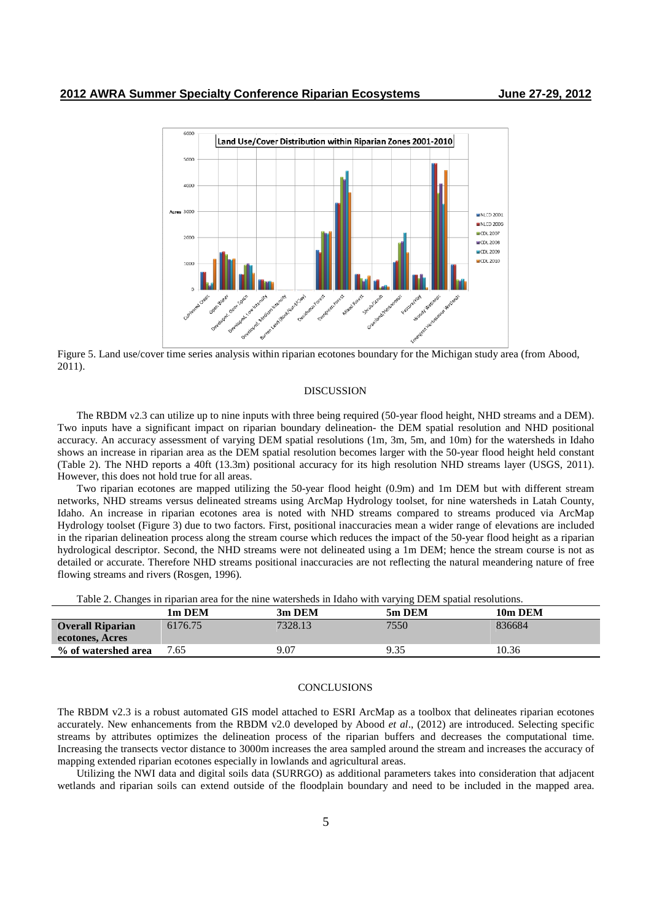Figure 5. Land use/cover time series analysis within riparian ecotones boundary for the Michigan study area (from Abood, 2011).

## DISCUSSION

The RBDM v2.3 can utilize up to nine inputs with three being required (50-year flood height, NHD streams and a DEM). Two inputs have a significant impact on riparian boundary delineation- the DEM spatial resolution and NHD positional accuracy. An accuracy assessment of varying DEM spatial resolutions (1m, 3m, 5m, and 10m) for the watersheds in Idaho shows an increase in riparian area as the DEM spatial resolution becomes larger with the 50-year flood height held constant (Table 2). The NHD reports a 40ft (13.3m) positional accuracy for its high resolution NHD streams layer (USGS, 2011). However, this does not hold true for all areas.

Two riparian ecotones are mapped utilizing the 50-year flood height (0.9m) and 1m DEM but with different stream networks, NHD streams versus delineated streams using ArcMap Hydrology toolset, for nine watersheds in Latah County, Idaho. An increase in riparian ecotones area is noted with NHD streams compared to streams produced via ArcMap Hydrology toolset (Figure 3) due to two factors. First, positional inaccuracies mean a wider range of elevations are included in the riparian delineation process along the stream course which reduces the impact of the 50-year flood height as a riparian hydrological descriptor. Second, the NHD streams were not delineated using a 1m DEM; hence the stream course is not as detailed or accurate. Therefore NHD streams positional inaccuracies are not reflecting the natural meandering nature of free flowing streams and rivers (Rosgen, 1996).

Table 2. Changes in riparian area for the nine watersheds in Idaho with varying DEM spatial resolutions.

| | 1m DEM | 3m DEM | 5m DEM | 10m DEM |
|---|---|---|---|---|
| **Overall Riparian ecotones, Acres** | 6176.75 | 7328.13 | 7550 | 836684 |
| **% of watershed area** | 7.65 | 9.07 | 9.35 | 10.36 |

## CONCLUSIONS

The RBDM v2.3 is a robust automated GIS model attached to ESRI ArcMap as a toolbox that delineates riparian ecotones accurately. New enhancements from the RBDM v2.0 developed by Abood *et al*., (2012) are introduced. Selecting specific streams by attributes optimizes the delineation process of the riparian buffers and decreases the computational time. Increasing the transects vector distance to 3000m increases the area sampled around the stream and increases the accuracy of mapping extended riparian ecotones especially in lowlands and agricultural areas.

Utilizing the NWI data and digital soils data (SURRGO) as additional parameters takes into consideration that adjacent wetlands and riparian soils can extend outside of the floodplain boundary and need to be included in the mapped area.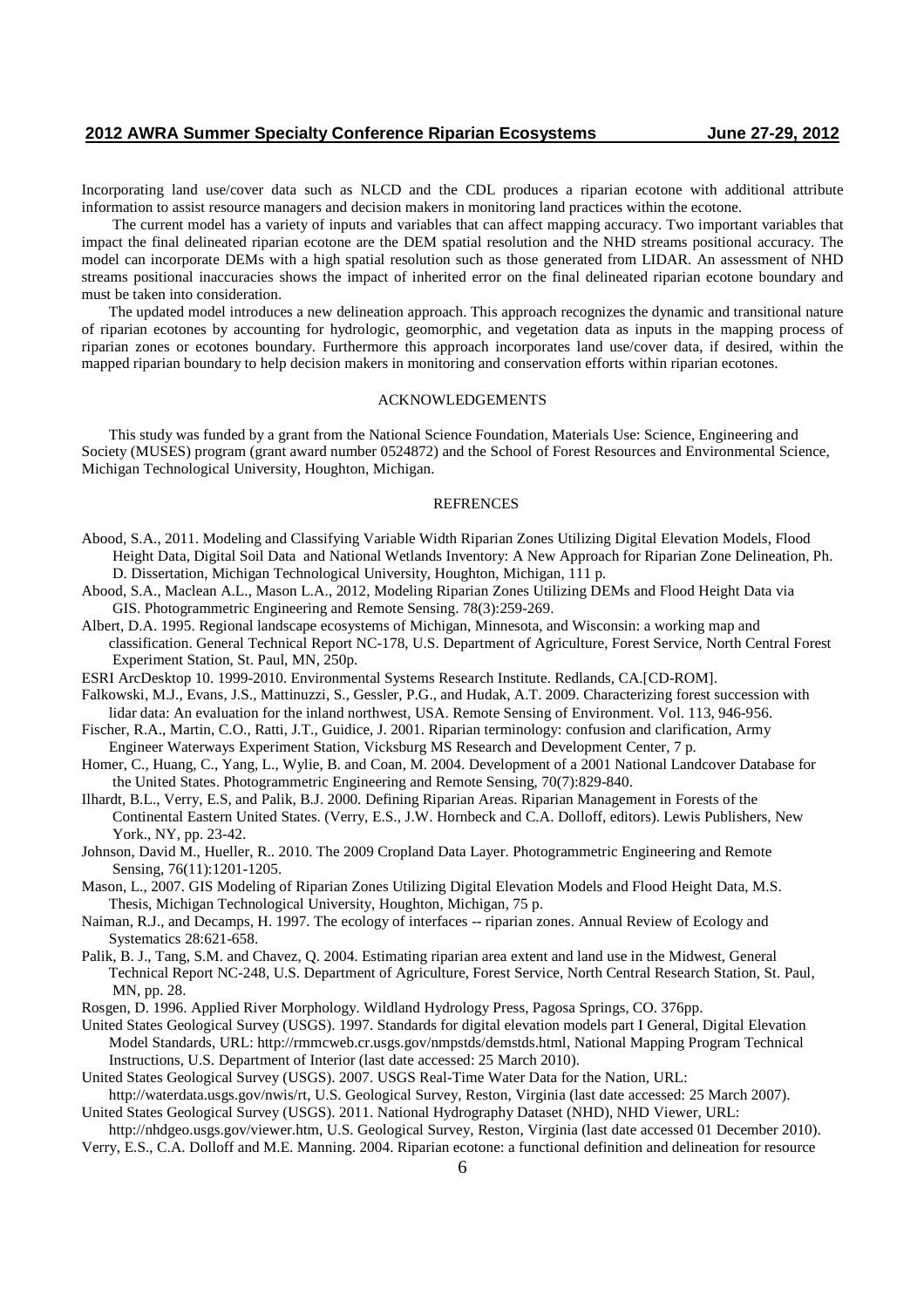Incorporating land use/cover data such as NLCD and the CDL produces a riparian ecotone with additional attribute information to assist resource managers and decision makers in monitoring land practices within the ecotone.

The current model has a variety of inputs and variables that can affect mapping accuracy. Two important variables that impact the final delineated riparian ecotone are the DEM spatial resolution and the NHD streams positional accuracy. The model can incorporate DEMs with a high spatial resolution such as those generated from LIDAR. An assessment of NHD streams positional inaccuracies shows the impact of inherited error on the final delineated riparian ecotone boundary and must be taken into consideration.

The updated model introduces a new delineation approach. This approach recognizes the dynamic and transitional nature of riparian ecotones by accounting for hydrologic, geomorphic, and vegetation data as inputs in the mapping process of riparian zones or ecotones boundary. Furthermore this approach incorporates land use/cover data, if desired, within the mapped riparian boundary to help decision makers in monitoring and conservation efforts within riparian ecotones.

## ACKNOWLEDGEMENTS

This study was funded by a grant from the National Science Foundation, Materials Use: Science, Engineering and Society (MUSES) program (grant award number 0524872) and the School of Forest Resources and Environmental Science, Michigan Technological University, Houghton, Michigan.

## REFRENCES

Abood, S.A., 2011. Modeling and Classifying Variable Width Riparian Zones Utilizing Digital Elevation Models, Flood Height Data, Digital Soil Data and National Wetlands Inventory: A New Approach for Riparian Zone Delineation, Ph. D. Dissertation, Michigan Technological University, Houghton, Michigan, 111 p.

Abood, S.A., Maclean A.L., Mason L.A., 2012, Modeling Riparian Zones Utilizing DEMs and Flood Height Data via GIS. Photogrammetric Engineering and Remote Sensing. 78(3):259-269.

Albert, D.A. 1995. Regional landscape ecosystems of Michigan, Minnesota, and Wisconsin: a working map and classification. General Technical Report NC-178, U.S. Department of Agriculture, Forest Service, North Central Forest Experiment Station, St. Paul, MN, 250p.

ESRI ArcDesktop 10. 1999-2010. Environmental Systems Research Institute. Redlands, CA.[CD-ROM].

Falkowski, M.J., Evans, J.S., Mattinuzzi, S., Gessler, P.G., and Hudak, A.T. 2009. Characterizing forest succession with lidar data: An evaluation for the inland northwest, USA. Remote Sensing of Environment. Vol. 113, 946-956.

Fischer, R.A., Martin, C.O., Ratti, J.T., Guidice, J. 2001. Riparian terminology: confusion and clarification, Army Engineer Waterways Experiment Station, Vicksburg MS Research and Development Center, 7 p.

Homer, C., Huang, C., Yang, L., Wylie, B. and Coan, M. 2004. Development of a 2001 National Landcover Database for the United States. Photogrammetric Engineering and Remote Sensing, 70(7):829-840.

Ilhardt, B.L., Verry, E.S, and Palik, B.J. 2000. Defining Riparian Areas. Riparian Management in Forests of the Continental Eastern United States. (Verry, E.S., J.W. Hornbeck and C.A. Dolloff, editors). Lewis Publishers, New York., NY, pp. 23-42.

Johnson, David M., Hueller, R.. 2010. The 2009 Cropland Data Layer. Photogrammetric Engineering and Remote Sensing, 76(11):1201-1205.

Mason, L., 2007. GIS Modeling of Riparian Zones Utilizing Digital Elevation Models and Flood Height Data, M.S. Thesis, Michigan Technological University, Houghton, Michigan, 75 p.

Naiman, R.J., and Decamps, H. 1997. The ecology of interfaces -- riparian zones. Annual Review of Ecology and Systematics 28:621-658.

Palik, B. J., Tang, S.M. and Chavez, Q. 2004. Estimating riparian area extent and land use in the Midwest, General Technical Report NC-248, U.S. Department of Agriculture, Forest Service, North Central Research Station, St. Paul, MN, pp. 28.

Rosgen, D. 1996. Applied River Morphology. Wildland Hydrology Press, Pagosa Springs, CO. 376pp.

United States Geological Survey (USGS). 1997. Standards for digital elevation models part I General, Digital Elevation Model Standards, URL: http://rmmcweb.cr.usgs.gov/nmpstds/demstds.html, National Mapping Program Technical Instructions, U.S. Department of Interior (last date accessed: 25 March 2010).

United States Geological Survey (USGS). 2007. USGS Real-Time Water Data for the Nation, URL: http://waterdata.usgs.gov/nwis/rt, U.S. Geological Survey, Reston, Virginia (last date accessed: 25 March 2007).

United States Geological Survey (USGS). 2011. National Hydrography Dataset (NHD), NHD Viewer, URL: http://nhdgeo.usgs.gov/viewer.htm, U.S. Geological Survey, Reston, Virginia (last date accessed 01 December 2010).

Verry, E.S., C.A. Dolloff and M.E. Manning. 2004. Riparian ecotone: a functional definition and delineation for resource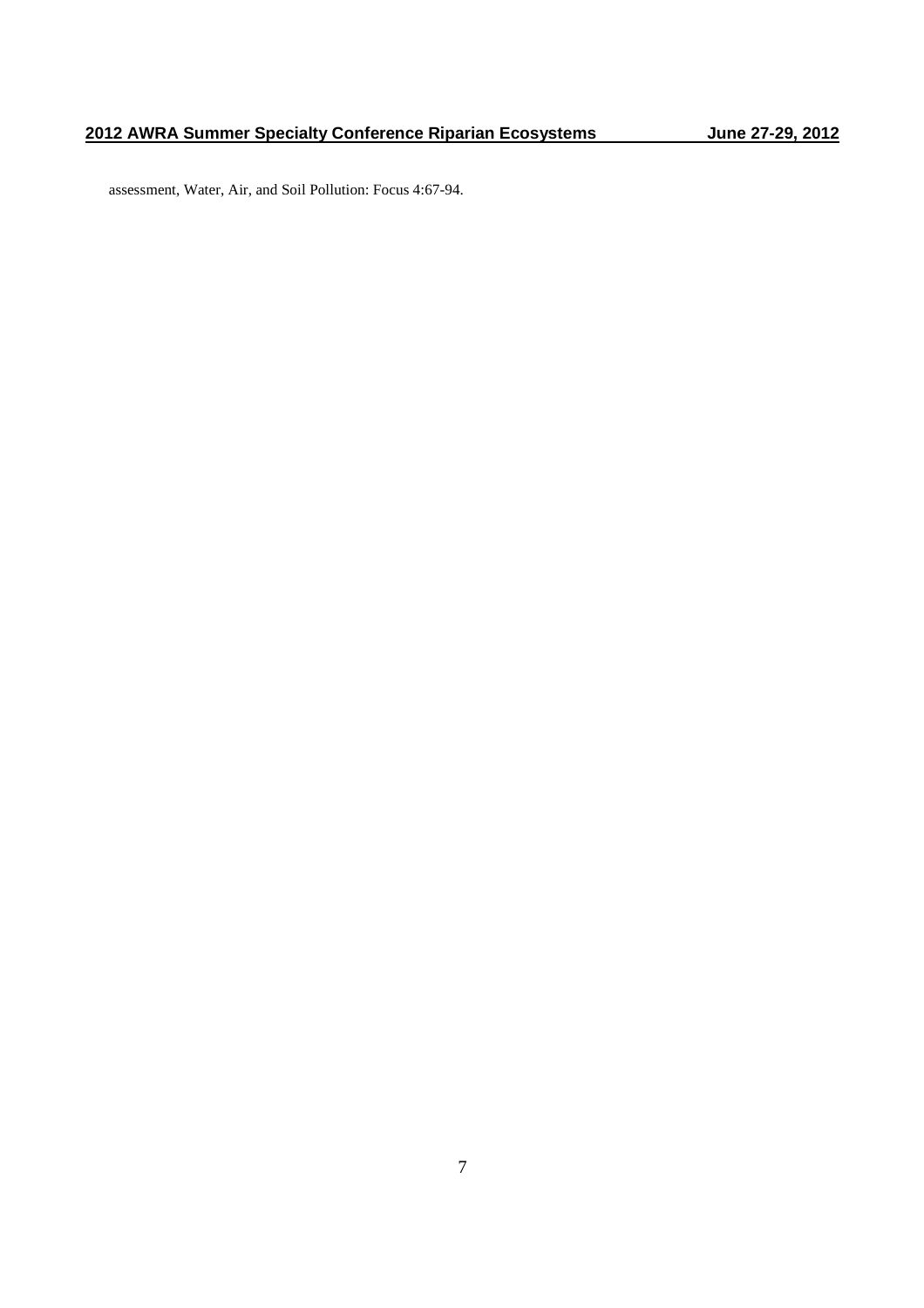assessment, Water, Air, and Soil Pollution: Focus 4:67-94.